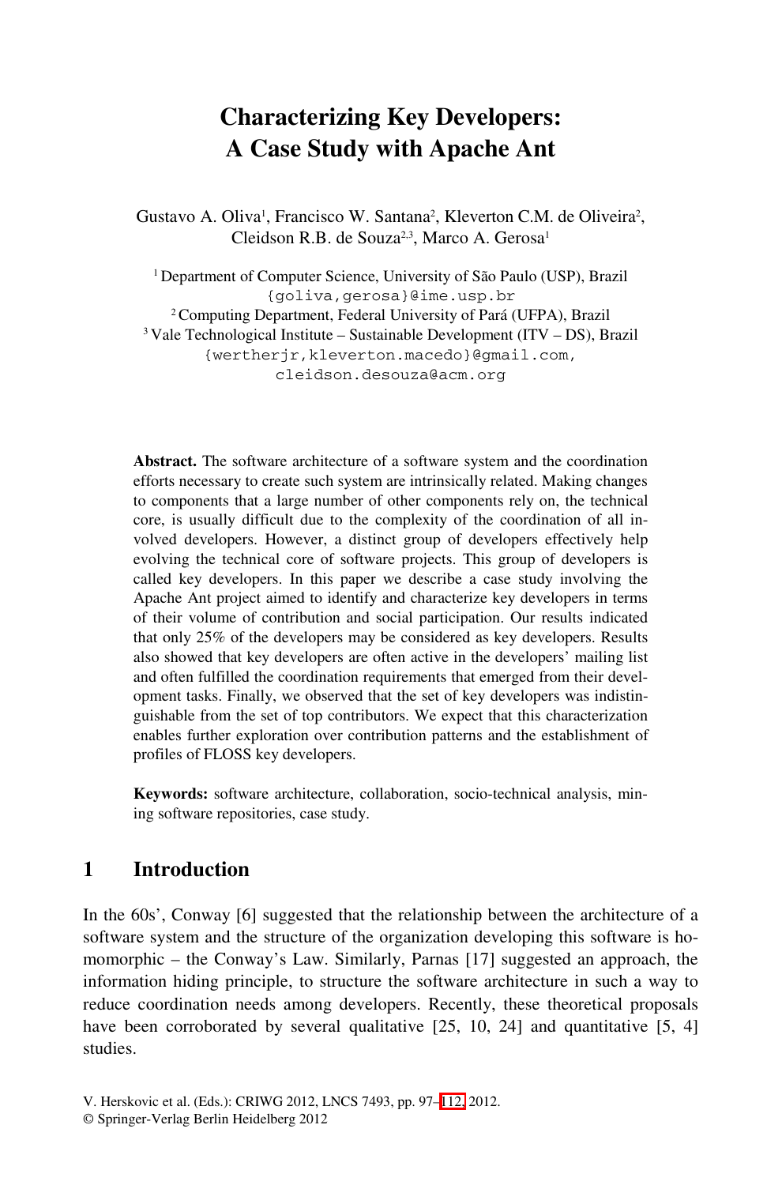# Characterizing Key Developers: A Case Study with Apache Ant

Gustavo A. Oliva[1], Francisco W. Santana[2], Kleverton C.M. de Oliveira[2], Cleidson R.B. de Souza[2,3], Marco A. Gerosa[1]

[1] Department of Computer Science, University of São Paulo (USP), Brazil
{goliva,gerosa}@ime.usp.br

[2] Computing Department, Federal University of Pará (UFPA), Brazil

[3] Vale Technological Institute – Sustainable Development (ITV – DS), Brazil
{wertherjr,kleverton.macedo}@gmail.com, cleidson.desouza@acm.org

**Abstract.** The software architecture of a software system and the coordination efforts necessary to create such system are intrinsically related. Making changes to components that a large number of other components rely on, the technical core, is usually difficult due to the complexity of the coordination of all involved developers. However, a distinct group of developers effectively help evolving the technical core of software projects. This group of developers is called key developers. In this paper we describe a case study involving the Apache Ant project aimed to identify and characterize key developers in terms of their volume of contribution and social participation. Our results indicated that only 25% of the developers may be considered as key developers. Results also showed that key developers are often active in the developers' mailing list and often fulfilled the coordination requirements that emerged from their development tasks. Finally, we observed that the set of key developers was indistinguishable from the set of top contributors. We expect that this characterization enables further exploration over contribution patterns and the establishment of profiles of FLOSS key developers.

**Keywords:** software architecture, collaboration, socio-technical analysis, mining software repositories, case study.

## 1 Introduction

In the 60s', Conway [6] suggested that the relationship between the architecture of a software system and the structure of the organization developing this software is homomorphic – the Conway's Law. Similarly, Parnas [17] suggested an approach, the information hiding principle, to structure the software architecture in such a way to reduce coordination needs among developers. Recently, these theoretical proposals have been corroborated by several qualitative [25, 10, 24] and quantitative [5, 4] studies.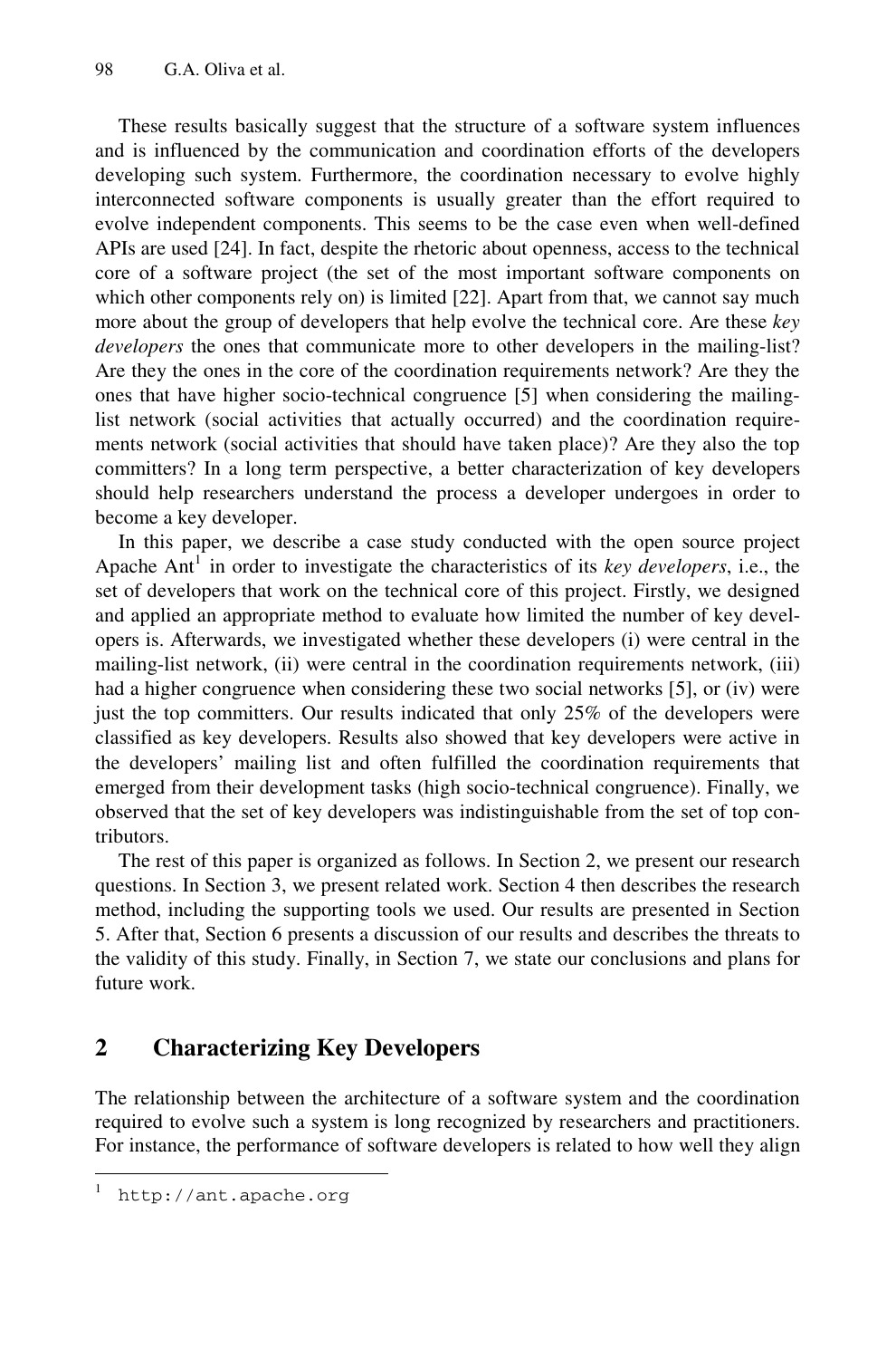These results basically suggest that the structure of a software system influences and is influenced by the communication and coordination efforts of the developers developing such system. Furthermore, the coordination necessary to evolve highly interconnected software components is usually greater than the effort required to evolve independent components. This seems to be the case even when well-defined APIs are used [24]. In fact, despite the rhetoric about openness, access to the technical core of a software project (the set of the most important software components on which other components rely on) is limited [22]. Apart from that, we cannot say much more about the group of developers that help evolve the technical core. Are these *key developers* the ones that communicate more to other developers in the mailing-list? Are they the ones in the core of the coordination requirements network? Are they the ones that have higher socio-technical congruence [5] when considering the mailing-list network (social activities that actually occurred) and the coordination requirements network (social activities that should have taken place)? Are they also the top committers? In a long term perspective, a better characterization of key developers should help researchers understand the process a developer undergoes in order to become a key developer.

In this paper, we describe a case study conducted with the open source project Apache Ant[1] in order to investigate the characteristics of its *key developers*, i.e., the set of developers that work on the technical core of this project. Firstly, we designed and applied an appropriate method to evaluate how limited the number of key developers is. Afterwards, we investigated whether these developers (i) were central in the mailing-list network, (ii) were central in the coordination requirements network, (iii) had a higher congruence when considering these two social networks [5], or (iv) were just the top committers. Our results indicated that only 25% of the developers were classified as key developers. Results also showed that key developers were active in the developers' mailing list and often fulfilled the coordination requirements that emerged from their development tasks (high socio-technical congruence). Finally, we observed that the set of key developers was indistinguishable from the set of top contributors.

The rest of this paper is organized as follows. In Section 2, we present our research questions. In Section 3, we present related work. Section 4 then describes the research method, including the supporting tools we used. Our results are presented in Section 5. After that, Section 6 presents a discussion of our results and describes the threats to the validity of this study. Finally, in Section 7, we state our conclusions and plans for future work.

## 2 Characterizing Key Developers

The relationship between the architecture of a software system and the coordination required to evolve such a system is long recognized by researchers and practitioners. For instance, the performance of software developers is related to how well they align

---

[1] http://ant.apache.org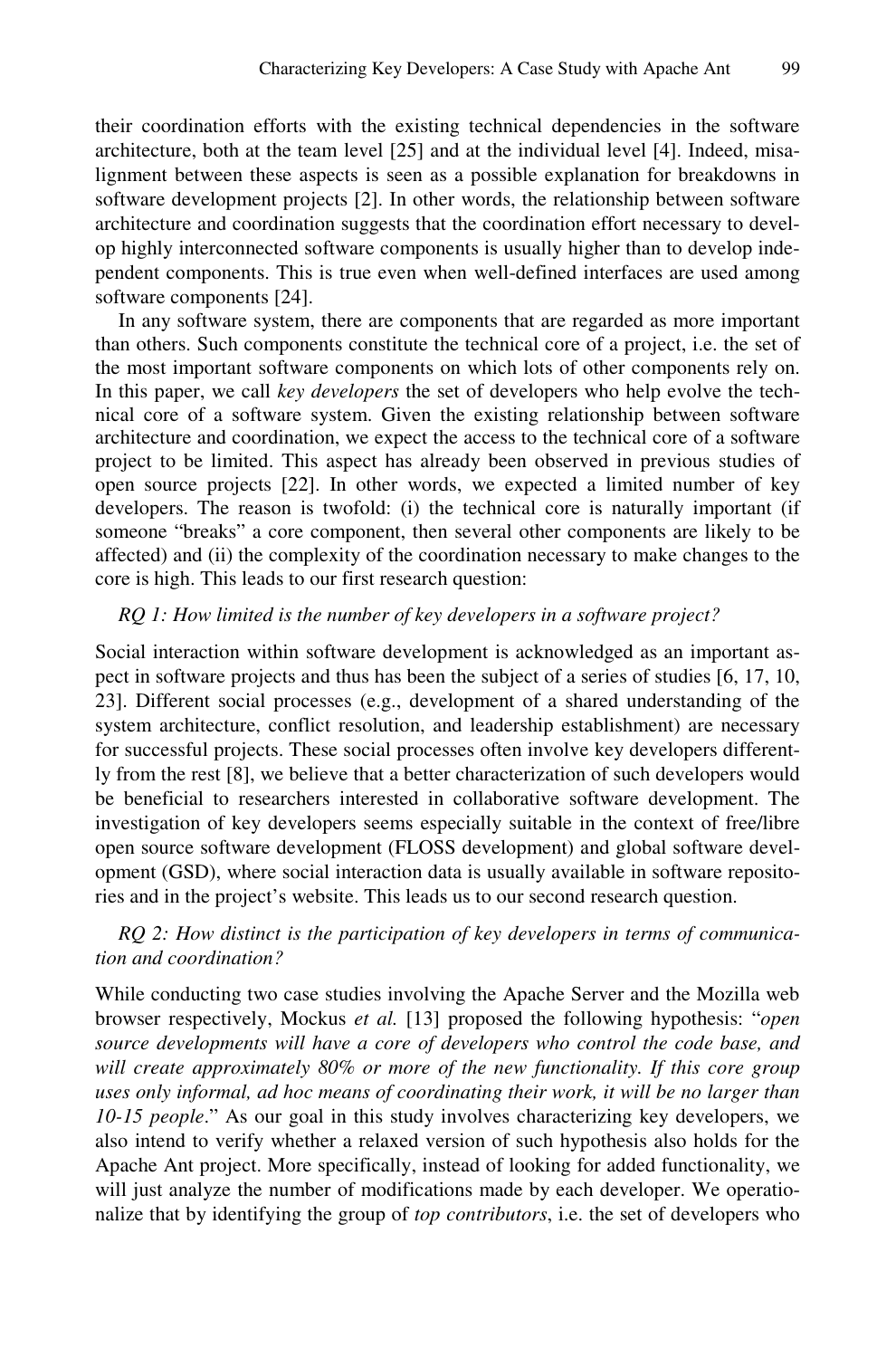their coordination efforts with the existing technical dependencies in the software architecture, both at the team level [25] and at the individual level [4]. Indeed, misalignment between these aspects is seen as a possible explanation for breakdowns in software development projects [2]. In other words, the relationship between software architecture and coordination suggests that the coordination effort necessary to develop highly interconnected software components is usually higher than to develop independent components. This is true even when well-defined interfaces are used among software components [24].

In any software system, there are components that are regarded as more important than others. Such components constitute the technical core of a project, i.e. the set of the most important software components on which lots of other components rely on. In this paper, we call *key developers* the set of developers who help evolve the technical core of a software system. Given the existing relationship between software architecture and coordination, we expect the access to the technical core of a software project to be limited. This aspect has already been observed in previous studies of open source projects [22]. In other words, we expected a limited number of key developers. The reason is twofold: (i) the technical core is naturally important (if someone "breaks" a core component, then several other components are likely to be affected) and (ii) the complexity of the coordination necessary to make changes to the core is high. This leads to our first research question:

*RQ 1: How limited is the number of key developers in a software project?*

Social interaction within software development is acknowledged as an important aspect in software projects and thus has been the subject of a series of studies [6, 17, 10, 23]. Different social processes (e.g., development of a shared understanding of the system architecture, conflict resolution, and leadership establishment) are necessary for successful projects. These social processes often involve key developers differently from the rest [8], we believe that a better characterization of such developers would be beneficial to researchers interested in collaborative software development. The investigation of key developers seems especially suitable in the context of free/libre open source software development (FLOSS development) and global software development (GSD), where social interaction data is usually available in software repositories and in the project's website. This leads us to our second research question.

*RQ 2: How distinct is the participation of key developers in terms of communication and coordination?*

While conducting two case studies involving the Apache Server and the Mozilla web browser respectively, Mockus *et al.* [13] proposed the following hypothesis: "*open source developments will have a core of developers who control the code base, and will create approximately 80% or more of the new functionality. If this core group uses only informal, ad hoc means of coordinating their work, it will be no larger than 10-15 people*." As our goal in this study involves characterizing key developers, we also intend to verify whether a relaxed version of such hypothesis also holds for the Apache Ant project. More specifically, instead of looking for added functionality, we will just analyze the number of modifications made by each developer. We operationalize that by identifying the group of *top contributors*, i.e. the set of developers who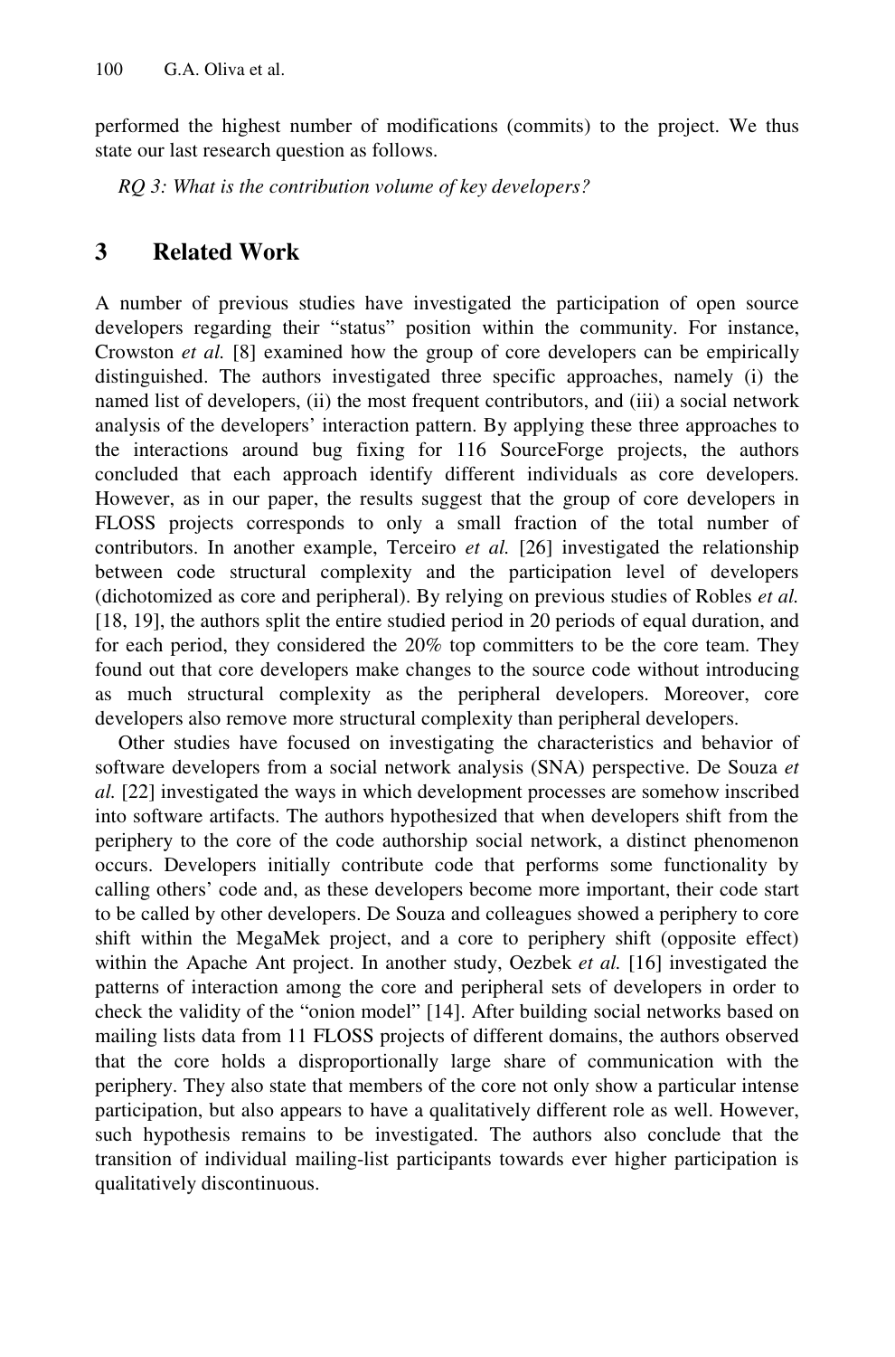performed the highest number of modifications (commits) to the project. We thus state our last research question as follows.

*RQ 3: What is the contribution volume of key developers?*

## 3 Related Work

A number of previous studies have investigated the participation of open source developers regarding their "status" position within the community. For instance, Crowston *et al.* [8] examined how the group of core developers can be empirically distinguished. The authors investigated three specific approaches, namely (i) the named list of developers, (ii) the most frequent contributors, and (iii) a social network analysis of the developers' interaction pattern. By applying these three approaches to the interactions around bug fixing for 116 SourceForge projects, the authors concluded that each approach identify different individuals as core developers. However, as in our paper, the results suggest that the group of core developers in FLOSS projects corresponds to only a small fraction of the total number of contributors. In another example, Terceiro *et al.* [26] investigated the relationship between code structural complexity and the participation level of developers (dichotomized as core and peripheral). By relying on previous studies of Robles *et al.* [18, 19], the authors split the entire studied period in 20 periods of equal duration, and for each period, they considered the 20% top committers to be the core team. They found out that core developers make changes to the source code without introducing as much structural complexity as the peripheral developers. Moreover, core developers also remove more structural complexity than peripheral developers.

Other studies have focused on investigating the characteristics and behavior of software developers from a social network analysis (SNA) perspective. De Souza *et al.* [22] investigated the ways in which development processes are somehow inscribed into software artifacts. The authors hypothesized that when developers shift from the periphery to the core of the code authorship social network, a distinct phenomenon occurs. Developers initially contribute code that performs some functionality by calling others' code and, as these developers become more important, their code start to be called by other developers. De Souza and colleagues showed a periphery to core shift within the MegaMek project, and a core to periphery shift (opposite effect) within the Apache Ant project. In another study, Oezbek *et al.* [16] investigated the patterns of interaction among the core and peripheral sets of developers in order to check the validity of the "onion model" [14]. After building social networks based on mailing lists data from 11 FLOSS projects of different domains, the authors observed that the core holds a disproportionally large share of communication with the periphery. They also state that members of the core not only show a particular intense participation, but also appears to have a qualitatively different role as well. However, such hypothesis remains to be investigated. The authors also conclude that the transition of individual mailing-list participants towards ever higher participation is qualitatively discontinuous.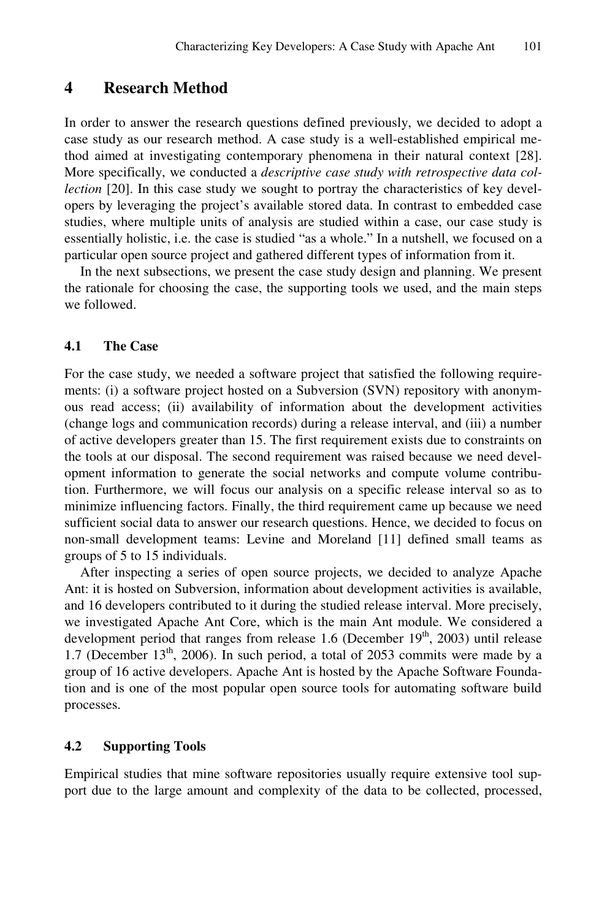## 4 Research Method

In order to answer the research questions defined previously, we decided to adopt a case study as our research method. A case study is a well-established empirical method aimed at investigating contemporary phenomena in their natural context [28]. More specifically, we conducted a *descriptive case study with retrospective data collection* [20]. In this case study we sought to portray the characteristics of key developers by leveraging the project's available stored data. In contrast to embedded case studies, where multiple units of analysis are studied within a case, our case study is essentially holistic, i.e. the case is studied "as a whole." In a nutshell, we focused on a particular open source project and gathered different types of information from it.

In the next subsections, we present the case study design and planning. We present the rationale for choosing the case, the supporting tools we used, and the main steps we followed.

### 4.1 The Case

For the case study, we needed a software project that satisfied the following requirements: (i) a software project hosted on a Subversion (SVN) repository with anonymous read access; (ii) availability of information about the development activities (change logs and communication records) during a release interval, and (iii) a number of active developers greater than 15. The first requirement exists due to constraints on the tools at our disposal. The second requirement was raised because we need development information to generate the social networks and compute volume contribution. Furthermore, we will focus our analysis on a specific release interval so as to minimize influencing factors. Finally, the third requirement came up because we need sufficient social data to answer our research questions. Hence, we decided to focus on non-small development teams: Levine and Moreland [11] defined small teams as groups of 5 to 15 individuals.

After inspecting a series of open source projects, we decided to analyze Apache Ant: it is hosted on Subversion, information about development activities is available, and 16 developers contributed to it during the studied release interval. More precisely, we investigated Apache Ant Core, which is the main Ant module. We considered a development period that ranges from release 1.6 (December 19th, 2003) until release 1.7 (December 13th, 2006). In such period, a total of 2053 commits were made by a group of 16 active developers. Apache Ant is hosted by the Apache Software Foundation and is one of the most popular open source tools for automating software build processes.

### 4.2 Supporting Tools

Empirical studies that mine software repositories usually require extensive tool support due to the large amount and complexity of the data to be collected, processed,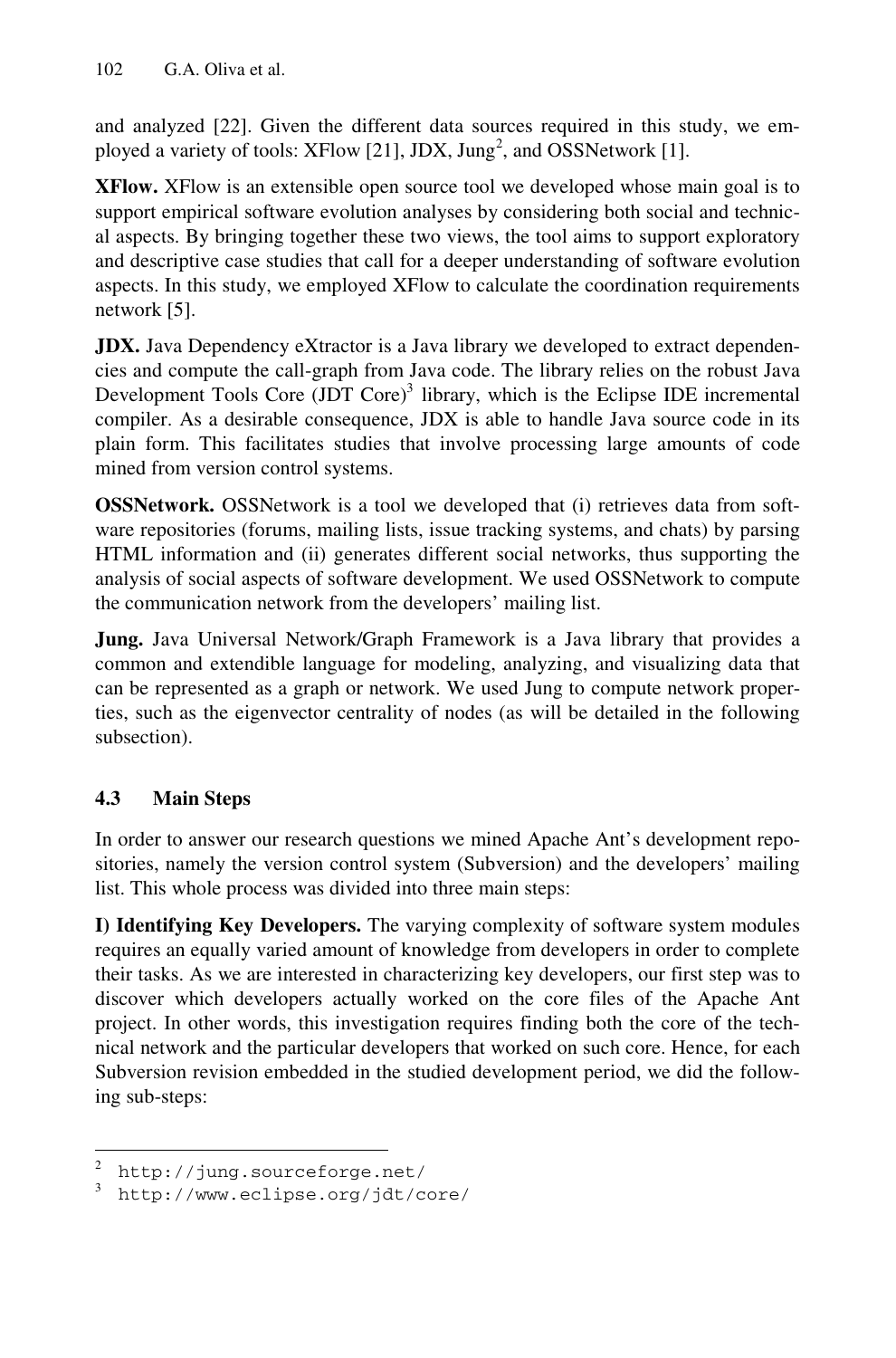and analyzed [22]. Given the different data sources required in this study, we employed a variety of tools: XFlow [21], JDX, Jung[2], and OSSNetwork [1].

**XFlow.** XFlow is an extensible open source tool we developed whose main goal is to support empirical software evolution analyses by considering both social and technical aspects. By bringing together these two views, the tool aims to support exploratory and descriptive case studies that call for a deeper understanding of software evolution aspects. In this study, we employed XFlow to calculate the coordination requirements network [5].

**JDX.** Java Dependency eXtractor is a Java library we developed to extract dependencies and compute the call-graph from Java code. The library relies on the robust Java Development Tools Core (JDT Core)[3] library, which is the Eclipse IDE incremental compiler. As a desirable consequence, JDX is able to handle Java source code in its plain form. This facilitates studies that involve processing large amounts of code mined from version control systems.

**OSSNetwork.** OSSNetwork is a tool we developed that (i) retrieves data from software repositories (forums, mailing lists, issue tracking systems, and chats) by parsing HTML information and (ii) generates different social networks, thus supporting the analysis of social aspects of software development. We used OSSNetwork to compute the communication network from the developers' mailing list.

**Jung.** Java Universal Network/Graph Framework is a Java library that provides a common and extendible language for modeling, analyzing, and visualizing data that can be represented as a graph or network. We used Jung to compute network properties, such as the eigenvector centrality of nodes (as will be detailed in the following subsection).

### 4.3 Main Steps

In order to answer our research questions we mined Apache Ant's development repositories, namely the version control system (Subversion) and the developers' mailing list. This whole process was divided into three main steps:

**I) Identifying Key Developers.** The varying complexity of software system modules requires an equally varied amount of knowledge from developers in order to complete their tasks. As we are interested in characterizing key developers, our first step was to discover which developers actually worked on the core files of the Apache Ant project. In other words, this investigation requires finding both the core of the technical network and the particular developers that worked on such core. Hence, for each Subversion revision embedded in the studied development period, we did the following sub-steps:

[2] http://jung.sourceforge.net/

[3] http://www.eclipse.org/jdt/core/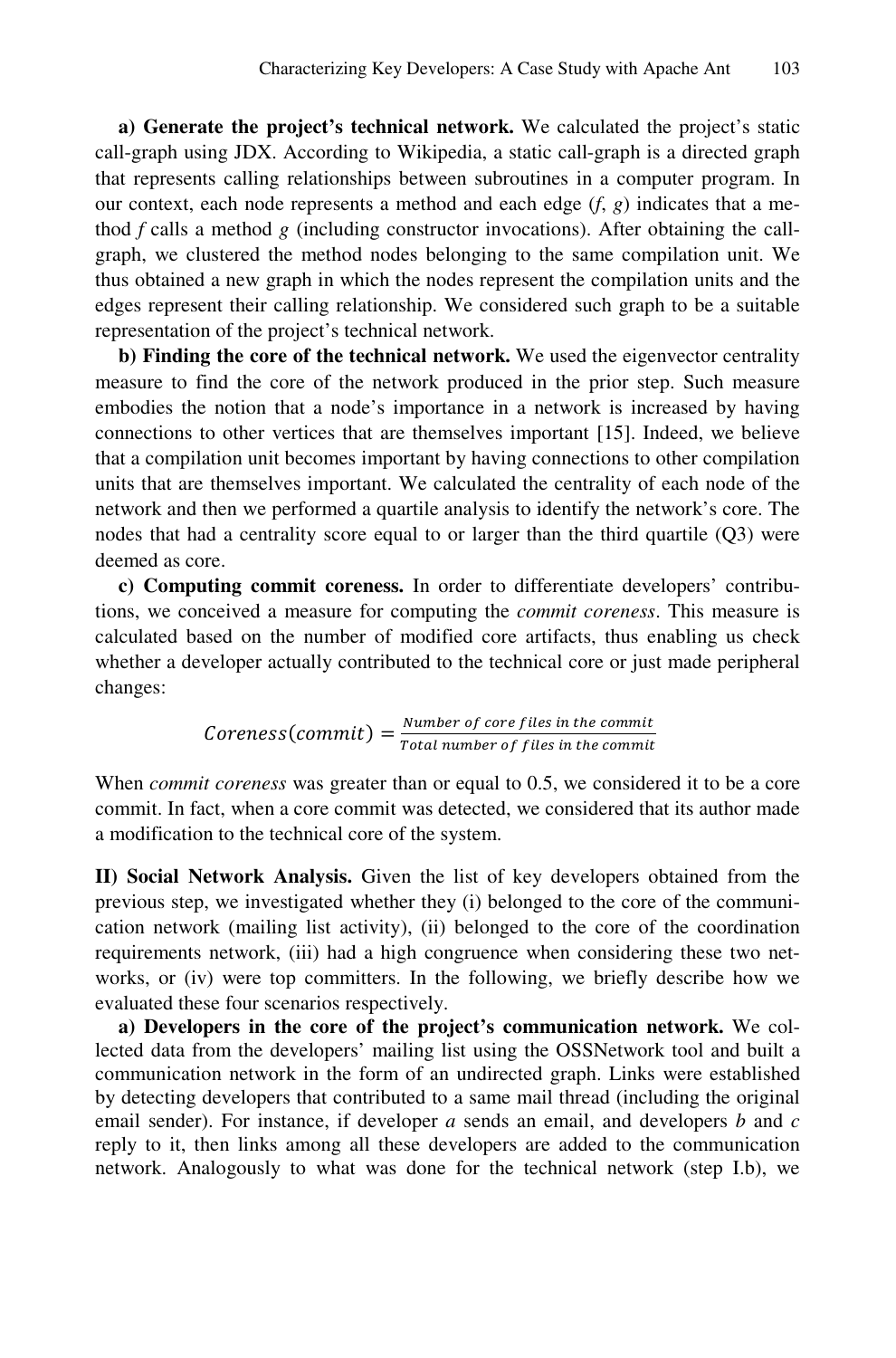**a) Generate the project's technical network.** We calculated the project's static call-graph using JDX. According to Wikipedia, a static call-graph is a directed graph that represents calling relationships between subroutines in a computer program. In our context, each node represents a method and each edge ($f$, $g$) indicates that a method $f$ calls a method $g$ (including constructor invocations). After obtaining the call-graph, we clustered the method nodes belonging to the same compilation unit. We thus obtained a new graph in which the nodes represent the compilation units and the edges represent their calling relationship. We considered such graph to be a suitable representation of the project's technical network.

**b) Finding the core of the technical network.** We used the eigenvector centrality measure to find the core of the network produced in the prior step. Such measure embodies the notion that a node's importance in a network is increased by having connections to other vertices that are themselves important [15]. Indeed, we believe that a compilation unit becomes important by having connections to other compilation units that are themselves important. We calculated the centrality of each node of the network and then we performed a quartile analysis to identify the network's core. The nodes that had a centrality score equal to or larger than the third quartile (Q3) were deemed as core.

**c) Computing commit coreness.** In order to differentiate developers' contributions, we conceived a measure for computing the *commit coreness*. This measure is calculated based on the number of modified core artifacts, thus enabling us check whether a developer actually contributed to the technical core or just made peripheral changes:

$$Coreness(commit) = \frac{Number\ of\ core\ files\ in\ the\ commit}{Total\ number\ of\ files\ in\ the\ commit}$$

When *commit coreness* was greater than or equal to 0.5, we considered it to be a core commit. In fact, when a core commit was detected, we considered that its author made a modification to the technical core of the system.

**II) Social Network Analysis.** Given the list of key developers obtained from the previous step, we investigated whether they (i) belonged to the core of the communication network (mailing list activity), (ii) belonged to the core of the coordination requirements network, (iii) had a high congruence when considering these two networks, or (iv) were top committers. In the following, we briefly describe how we evaluated these four scenarios respectively.

**a) Developers in the core of the project's communication network.** We collected data from the developers' mailing list using the OSSNetwork tool and built a communication network in the form of an undirected graph. Links were established by detecting developers that contributed to a same mail thread (including the original email sender). For instance, if developer $a$ sends an email, and developers $b$ and $c$ reply to it, then links among all these developers are added to the communication network. Analogously to what was done for the technical network (step I.b), we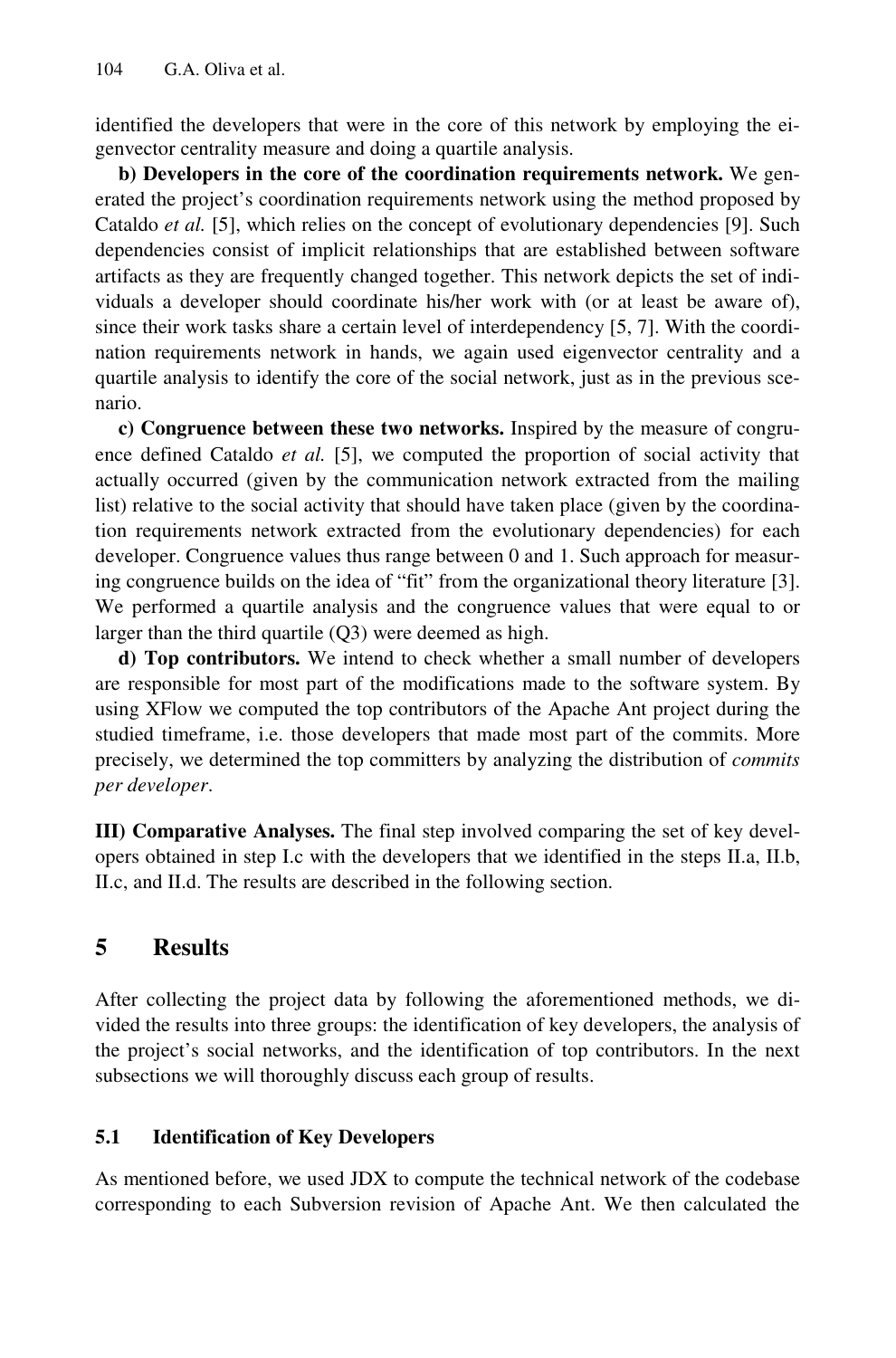identified the developers that were in the core of this network by employing the eigenvector centrality measure and doing a quartile analysis.

**b) Developers in the core of the coordination requirements network.** We generated the project's coordination requirements network using the method proposed by Cataldo *et al.* [5], which relies on the concept of evolutionary dependencies [9]. Such dependencies consist of implicit relationships that are established between software artifacts as they are frequently changed together. This network depicts the set of individuals a developer should coordinate his/her work with (or at least be aware of), since their work tasks share a certain level of interdependency [5, 7]. With the coordination requirements network in hands, we again used eigenvector centrality and a quartile analysis to identify the core of the social network, just as in the previous scenario.

**c) Congruence between these two networks.** Inspired by the measure of congruence defined Cataldo *et al.* [5], we computed the proportion of social activity that actually occurred (given by the communication network extracted from the mailing list) relative to the social activity that should have taken place (given by the coordination requirements network extracted from the evolutionary dependencies) for each developer. Congruence values thus range between 0 and 1. Such approach for measuring congruence builds on the idea of "fit" from the organizational theory literature [3]. We performed a quartile analysis and the congruence values that were equal to or larger than the third quartile (Q3) were deemed as high.

**d) Top contributors.** We intend to check whether a small number of developers are responsible for most part of the modifications made to the software system. By using XFlow we computed the top contributors of the Apache Ant project during the studied timeframe, i.e. those developers that made most part of the commits. More precisely, we determined the top committers by analyzing the distribution of *commits per developer*.

**III) Comparative Analyses.** The final step involved comparing the set of key developers obtained in step I.c with the developers that we identified in the steps II.a, II.b, II.c, and II.d. The results are described in the following section.

# 5 Results

After collecting the project data by following the aforementioned methods, we divided the results into three groups: the identification of key developers, the analysis of the project's social networks, and the identification of top contributors. In the next subsections we will thoroughly discuss each group of results.

## 5.1 Identification of Key Developers

As mentioned before, we used JDX to compute the technical network of the codebase corresponding to each Subversion revision of Apache Ant. We then calculated the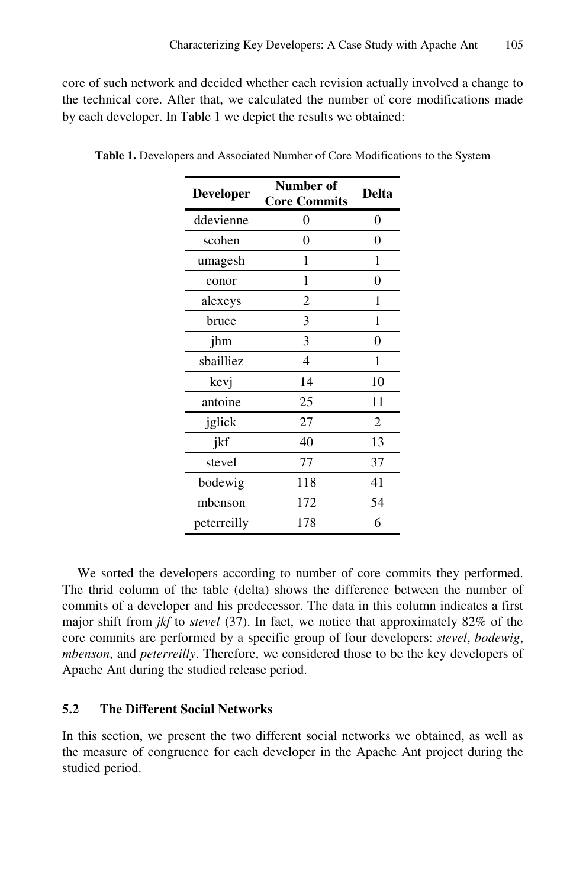core of such network and decided whether each revision actually involved a change to the technical core. After that, we calculated the number of core modifications made by each developer. In Table 1 we depict the results we obtained:

**Table 1.** Developers and Associated Number of Core Modifications to the System

| Developer | Number of Core Commits | Delta |
|---|---|---|
| ddevienne | 0 | 0 |
| scohen | 0 | 0 |
| umagesh | 1 | 1 |
| conor | 1 | 0 |
| alexeys | 2 | 1 |
| bruce | 3 | 1 |
| jhm | 3 | 0 |
| sbailliez | 4 | 1 |
| kevj | 14 | 10 |
| antoine | 25 | 11 |
| jglick | 27 | 2 |
| jkf | 40 | 13 |
| stevel | 77 | 37 |
| bodewig | 118 | 41 |
| mbenson | 172 | 54 |
| peterreilly | 178 | 6 |

We sorted the developers according to number of core commits they performed. The thrid column of the table (delta) shows the difference between the number of commits of a developer and his predecessor. The data in this column indicates a first major shift from *jkf* to *stevel* (37). In fact, we notice that approximately 82% of the core commits are performed by a specific group of four developers: *stevel*, *bodewig*, *mbenson*, and *peterreilly*. Therefore, we considered those to be the key developers of Apache Ant during the studied release period.

### 5.2 The Different Social Networks

In this section, we present the two different social networks we obtained, as well as the measure of congruence for each developer in the Apache Ant project during the studied period.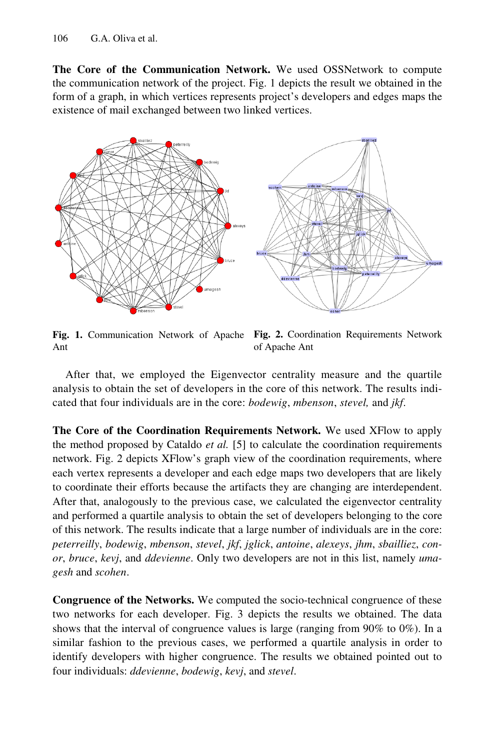**The Core of the Communication Network.** We used OSSNetwork to compute the communication network of the project. Fig. 1 depicts the result we obtained in the form of a graph, in which vertices represents project's developers and edges maps the existence of mail exchanged between two linked vertices.

**Fig. 1.** Communication Network of Apache Ant

**Fig. 2.** Coordination Requirements Network of Apache Ant

After that, we employed the Eigenvector centrality measure and the quartile analysis to obtain the set of developers in the core of this network. The results indicated that four individuals are in the core: *bodewig*, *mbenson*, *stevel,* and *jkf*.

**The Core of the Coordination Requirements Network.** We used XFlow to apply the method proposed by Cataldo *et al.* [5] to calculate the coordination requirements network. Fig. 2 depicts XFlow's graph view of the coordination requirements, where each vertex represents a developer and each edge maps two developers that are likely to coordinate their efforts because the artifacts they are changing are interdependent. After that, analogously to the previous case, we calculated the eigenvector centrality and performed a quartile analysis to obtain the set of developers belonging to the core of this network. The results indicate that a large number of individuals are in the core: *peterreilly*, *bodewig*, *mbenson*, *stevel*, *jkf*, *jglick*, *antoine*, *alexeys*, *jhm*, *sbailliez*, *conor*, *bruce*, *kevj*, and *ddevienne*. Only two developers are not in this list, namely *umagesh* and *scohen*.

**Congruence of the Networks.** We computed the socio-technical congruence of these two networks for each developer. Fig. 3 depicts the results we obtained. The data shows that the interval of congruence values is large (ranging from 90% to 0%). In a similar fashion to the previous cases, we performed a quartile analysis in order to identify developers with higher congruence. The results we obtained pointed out to four individuals: *ddevienne*, *bodewig*, *kevj*, and *stevel*.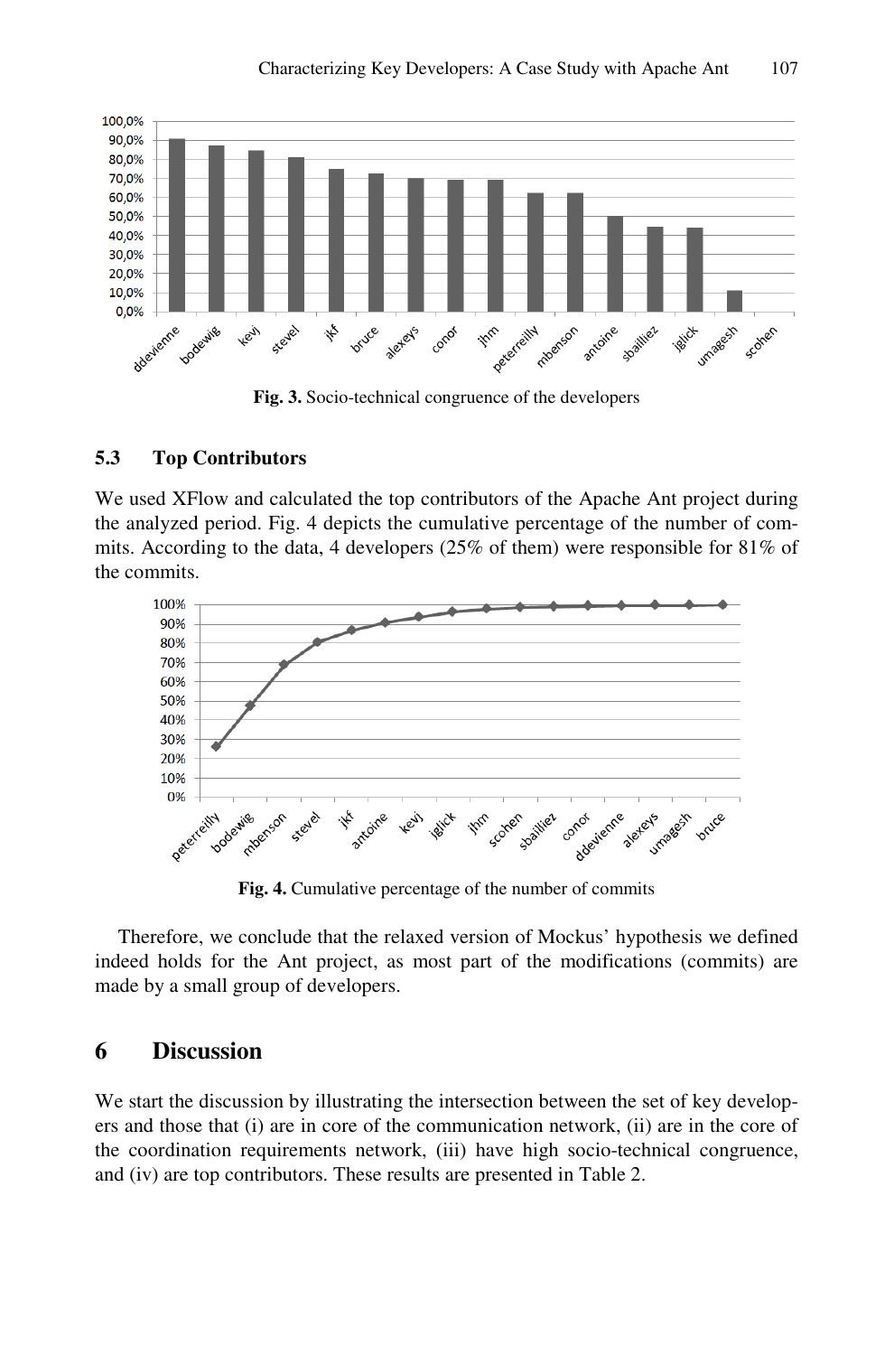**Fig. 3.** Socio-technical congruence of the developers

### 5.3 Top Contributors

We used XFlow and calculated the top contributors of the Apache Ant project during the analyzed period. Fig. 4 depicts the cumulative percentage of the number of commits. According to the data, 4 developers (25% of them) were responsible for 81% of the commits.

**Fig. 4.** Cumulative percentage of the number of commits

Therefore, we conclude that the relaxed version of Mockus' hypothesis we defined indeed holds for the Ant project, as most part of the modifications (commits) are made by a small group of developers.

## 6 Discussion

We start the discussion by illustrating the intersection between the set of key developers and those that (i) are in core of the communication network, (ii) are in the core of the coordination requirements network, (iii) have high socio-technical congruence, and (iv) are top contributors. These results are presented in Table 2.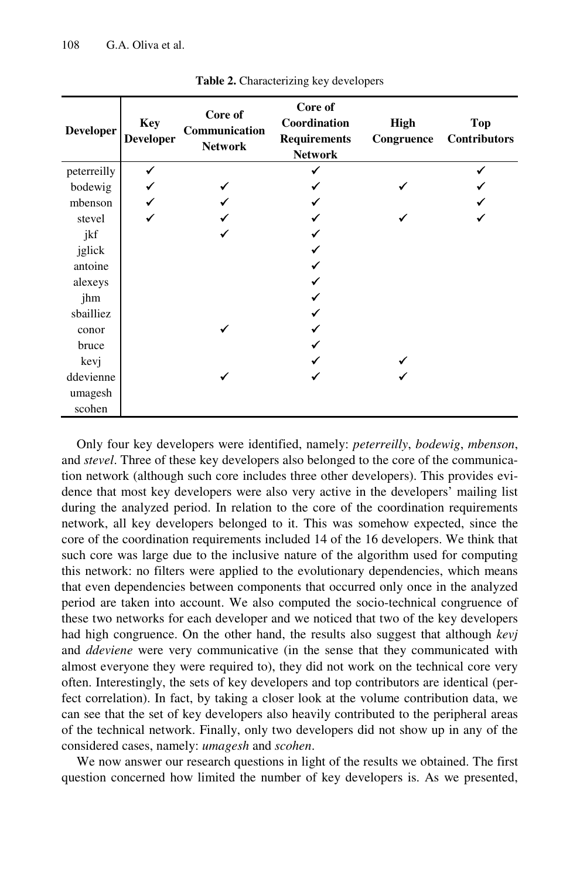**Table 2.** Characterizing key developers

| Developer | Key Developer | Core of Communication Network | Core of Coordination Requirements Network | High Congruence | Top Contributors |
|---|---|---|---|---|---|
| peterreilly | ✓ | | ✓ | | ✓ |
| bodewig | ✓ | ✓ | ✓ | ✓ | ✓ |
| mbenson | ✓ | ✓ | ✓ | | ✓ |
| stevel | ✓ | ✓ | ✓ | ✓ | ✓ |
| jkf | | ✓ | ✓ | | |
| jglick | | | ✓ | | |
| antoine | | | ✓ | | |
| alexeys | | | ✓ | | |
| jhm | | | ✓ | | |
| sbailliez | | | ✓ | | |
| conor | | ✓ | ✓ | | |
| bruce | | | ✓ | | |
| kevj | | | ✓ | ✓ | |
| ddevienne | | ✓ | ✓ | ✓ | |
| umagesh | | | | | |
| scohen | | | | | |

Only four key developers were identified, namely: *peterreilly*, *bodewig*, *mbenson*, and *stevel*. Three of these key developers also belonged to the core of the communication network (although such core includes three other developers). This provides evidence that most key developers were also very active in the developers' mailing list during the analyzed period. In relation to the core of the coordination requirements network, all key developers belonged to it. This was somehow expected, since the core of the coordination requirements included 14 of the 16 developers. We think that such core was large due to the inclusive nature of the algorithm used for computing this network: no filters were applied to the evolutionary dependencies, which means that even dependencies between components that occurred only once in the analyzed period are taken into account. We also computed the socio-technical congruence of these two networks for each developer and we noticed that two of the key developers had high congruence. On the other hand, the results also suggest that although *kevj* and *ddeviene* were very communicative (in the sense that they communicated with almost everyone they were required to), they did not work on the technical core very often. Interestingly, the sets of key developers and top contributors are identical (perfect correlation). In fact, by taking a closer look at the volume contribution data, we can see that the set of key developers also heavily contributed to the peripheral areas of the technical network. Finally, only two developers did not show up in any of the considered cases, namely: *umagesh* and *scohen*.

We now answer our research questions in light of the results we obtained. The first question concerned how limited the number of key developers is. As we presented,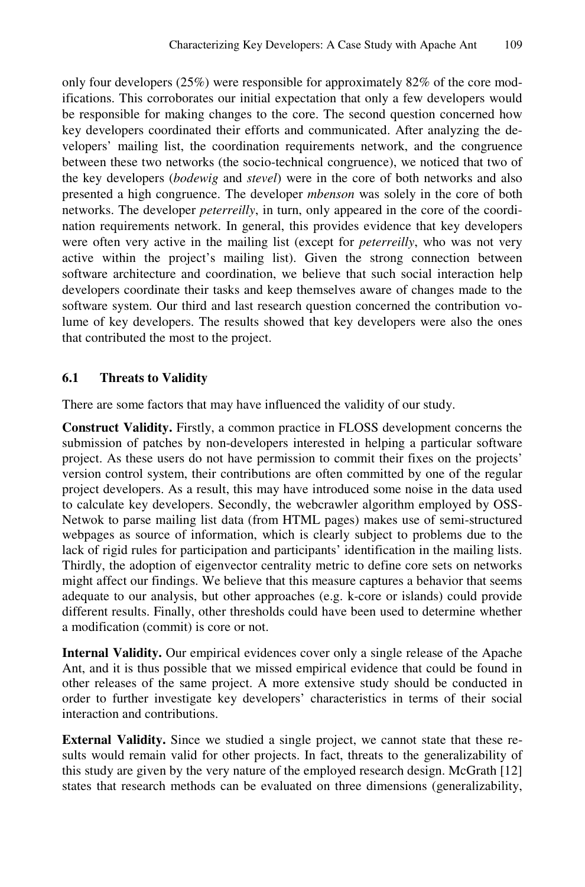only four developers (25%) were responsible for approximately 82% of the core modifications. This corroborates our initial expectation that only a few developers would be responsible for making changes to the core. The second question concerned how key developers coordinated their efforts and communicated. After analyzing the developers' mailing list, the coordination requirements network, and the congruence between these two networks (the socio-technical congruence), we noticed that two of the key developers (*bodewig* and *stevel*) were in the core of both networks and also presented a high congruence. The developer *mbenson* was solely in the core of both networks. The developer *peterreilly*, in turn, only appeared in the core of the coordination requirements network. In general, this provides evidence that key developers were often very active in the mailing list (except for *peterreilly*, who was not very active within the project's mailing list). Given the strong connection between software architecture and coordination, we believe that such social interaction help developers coordinate their tasks and keep themselves aware of changes made to the software system. Our third and last research question concerned the contribution volume of key developers. The results showed that key developers were also the ones that contributed the most to the project.

### 6.1 Threats to Validity

There are some factors that may have influenced the validity of our study.

**Construct Validity.** Firstly, a common practice in FLOSS development concerns the submission of patches by non-developers interested in helping a particular software project. As these users do not have permission to commit their fixes on the projects' version control system, their contributions are often committed by one of the regular project developers. As a result, this may have introduced some noise in the data used to calculate key developers. Secondly, the webcrawler algorithm employed by OSS-Netwok to parse mailing list data (from HTML pages) makes use of semi-structured webpages as source of information, which is clearly subject to problems due to the lack of rigid rules for participation and participants' identification in the mailing lists. Thirdly, the adoption of eigenvector centrality metric to define core sets on networks might affect our findings. We believe that this measure captures a behavior that seems adequate to our analysis, but other approaches (e.g. k-core or islands) could provide different results. Finally, other thresholds could have been used to determine whether a modification (commit) is core or not.

**Internal Validity.** Our empirical evidences cover only a single release of the Apache Ant, and it is thus possible that we missed empirical evidence that could be found in other releases of the same project. A more extensive study should be conducted in order to further investigate key developers' characteristics in terms of their social interaction and contributions.

**External Validity.** Since we studied a single project, we cannot state that these results would remain valid for other projects. In fact, threats to the generalizability of this study are given by the very nature of the employed research design. McGrath [12] states that research methods can be evaluated on three dimensions (generalizability,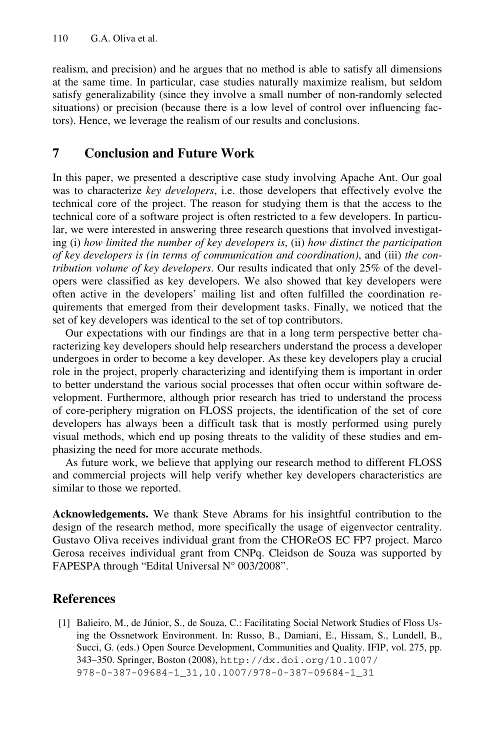realism, and precision) and he argues that no method is able to satisfy all dimensions at the same time. In particular, case studies naturally maximize realism, but seldom satisfy generalizability (since they involve a small number of non-randomly selected situations) or precision (because there is a low level of control over influencing factors). Hence, we leverage the realism of our results and conclusions.

## 7 Conclusion and Future Work

In this paper, we presented a descriptive case study involving Apache Ant. Our goal was to characterize *key developers*, i.e. those developers that effectively evolve the technical core of the project. The reason for studying them is that the access to the technical core of a software project is often restricted to a few developers. In particular, we were interested in answering three research questions that involved investigating (i) *how limited the number of key developers is*, (ii) *how distinct the participation of key developers is (in terms of communication and coordination)*, and (iii) *the contribution volume of key developers*. Our results indicated that only 25% of the developers were classified as key developers. We also showed that key developers were often active in the developers' mailing list and often fulfilled the coordination requirements that emerged from their development tasks. Finally, we noticed that the set of key developers was identical to the set of top contributors.

Our expectations with our findings are that in a long term perspective better characterizing key developers should help researchers understand the process a developer undergoes in order to become a key developer. As these key developers play a crucial role in the project, properly characterizing and identifying them is important in order to better understand the various social processes that often occur within software development. Furthermore, although prior research has tried to understand the process of core-periphery migration on FLOSS projects, the identification of the set of core developers has always been a difficult task that is mostly performed using purely visual methods, which end up posing threats to the validity of these studies and emphasizing the need for more accurate methods.

As future work, we believe that applying our research method to different FLOSS and commercial projects will help verify whether key developers characteristics are similar to those we reported.

**Acknowledgements.** We thank Steve Abrams for his insightful contribution to the design of the research method, more specifically the usage of eigenvector centrality. Gustavo Oliva receives individual grant from the CHOReOS EC FP7 project. Marco Gerosa receives individual grant from CNPq. Cleidson de Souza was supported by FAPESPA through "Edital Universal N° 003/2008".

## References

[1] Balieiro, M., de Júnior, S., de Souza, C.: Facilitating Social Network Studies of Floss Using the Ossnetwork Environment. In: Russo, B., Damiani, E., Hissam, S., Lundell, B., Succi, G. (eds.) Open Source Development, Communities and Quality. IFIP, vol. 275, pp. 343–350. Springer, Boston (2008), http://dx.doi.org/10.1007/978-0-387-09684-1_31,10.1007/978-0-387-09684-1_31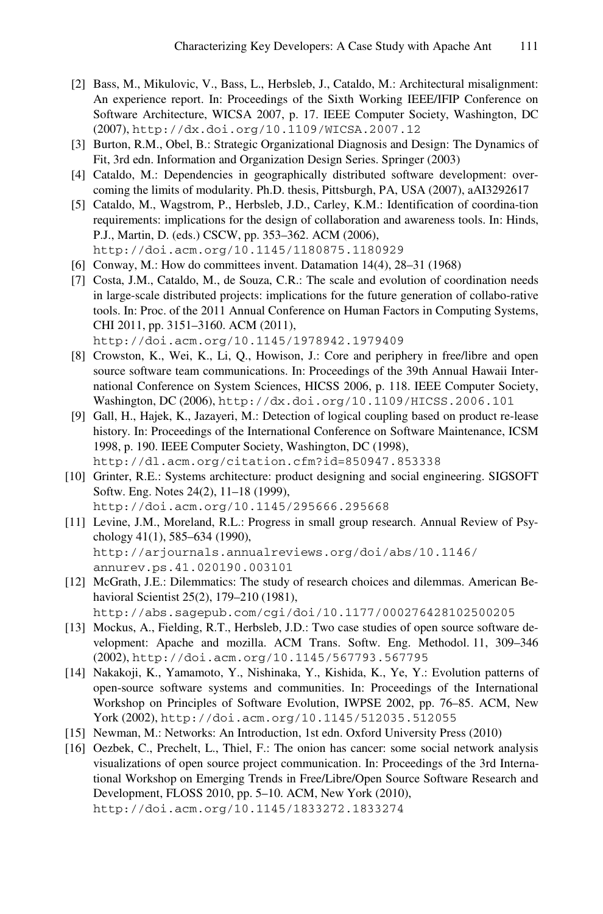[2] Bass, M., Mikulovic, V., Bass, L., Herbsleb, J., Cataldo, M.: Architectural misalignment: An experience report. In: Proceedings of the Sixth Working IEEE/IFIP Conference on Software Architecture, WICSA 2007, p. 17. IEEE Computer Society, Washington, DC (2007), http://dx.doi.org/10.1109/WICSA.2007.12

[3] Burton, R.M., Obel, B.: Strategic Organizational Diagnosis and Design: The Dynamics of Fit, 3rd edn. Information and Organization Design Series. Springer (2003)

[4] Cataldo, M.: Dependencies in geographically distributed software development: overcoming the limits of modularity. Ph.D. thesis, Pittsburgh, PA, USA (2007), aAI3292617

[5] Cataldo, M., Wagstrom, P., Herbsleb, J.D., Carley, K.M.: Identification of coordina-tion requirements: implications for the design of collaboration and awareness tools. In: Hinds, P.J., Martin, D. (eds.) CSCW, pp. 353–362. ACM (2006), http://doi.acm.org/10.1145/1180875.1180929

[6] Conway, M.: How do committees invent. Datamation 14(4), 28–31 (1968)

[7] Costa, J.M., Cataldo, M., de Souza, C.R.: The scale and evolution of coordination needs in large-scale distributed projects: implications for the future generation of collabo-rative tools. In: Proc. of the 2011 Annual Conference on Human Factors in Computing Systems, CHI 2011, pp. 3151–3160. ACM (2011), http://doi.acm.org/10.1145/1978942.1979409

[8] Crowston, K., Wei, K., Li, Q., Howison, J.: Core and periphery in free/libre and open source software team communications. In: Proceedings of the 39th Annual Hawaii International Conference on System Sciences, HICSS 2006, p. 118. IEEE Computer Society, Washington, DC (2006), http://dx.doi.org/10.1109/HICSS.2006.101

[9] Gall, H., Hajek, K., Jazayeri, M.: Detection of logical coupling based on product re-lease history. In: Proceedings of the International Conference on Software Maintenance, ICSM 1998, p. 190. IEEE Computer Society, Washington, DC (1998), http://dl.acm.org/citation.cfm?id=850947.853338

[10] Grinter, R.E.: Systems architecture: product designing and social engineering. SIGSOFT Softw. Eng. Notes 24(2), 11–18 (1999), http://doi.acm.org/10.1145/295666.295668

[11] Levine, J.M., Moreland, R.L.: Progress in small group research. Annual Review of Psychology 41(1), 585–634 (1990), http://arjournals.annualreviews.org/doi/abs/10.1146/annurev.ps.41.020190.003101

[12] McGrath, J.E.: Dilemmatics: The study of research choices and dilemmas. American Behavioral Scientist 25(2), 179–210 (1981), http://abs.sagepub.com/cgi/doi/10.1177/000276428102500205

[13] Mockus, A., Fielding, R.T., Herbsleb, J.D.: Two case studies of open source software development: Apache and mozilla. ACM Trans. Softw. Eng. Methodol. 11, 309–346 (2002), http://doi.acm.org/10.1145/567793.567795

[14] Nakakoji, K., Yamamoto, Y., Nishinaka, Y., Kishida, K., Ye, Y.: Evolution patterns of open-source software systems and communities. In: Proceedings of the International Workshop on Principles of Software Evolution, IWPSE 2002, pp. 76–85. ACM, New York (2002), http://doi.acm.org/10.1145/512035.512055

[15] Newman, M.: Networks: An Introduction, 1st edn. Oxford University Press (2010)

[16] Oezbek, C., Prechelt, L., Thiel, F.: The onion has cancer: some social network analysis visualizations of open source project communication. In: Proceedings of the 3rd International Workshop on Emerging Trends in Free/Libre/Open Source Software Research and Development, FLOSS 2010, pp. 5–10. ACM, New York (2010), http://doi.acm.org/10.1145/1833272.1833274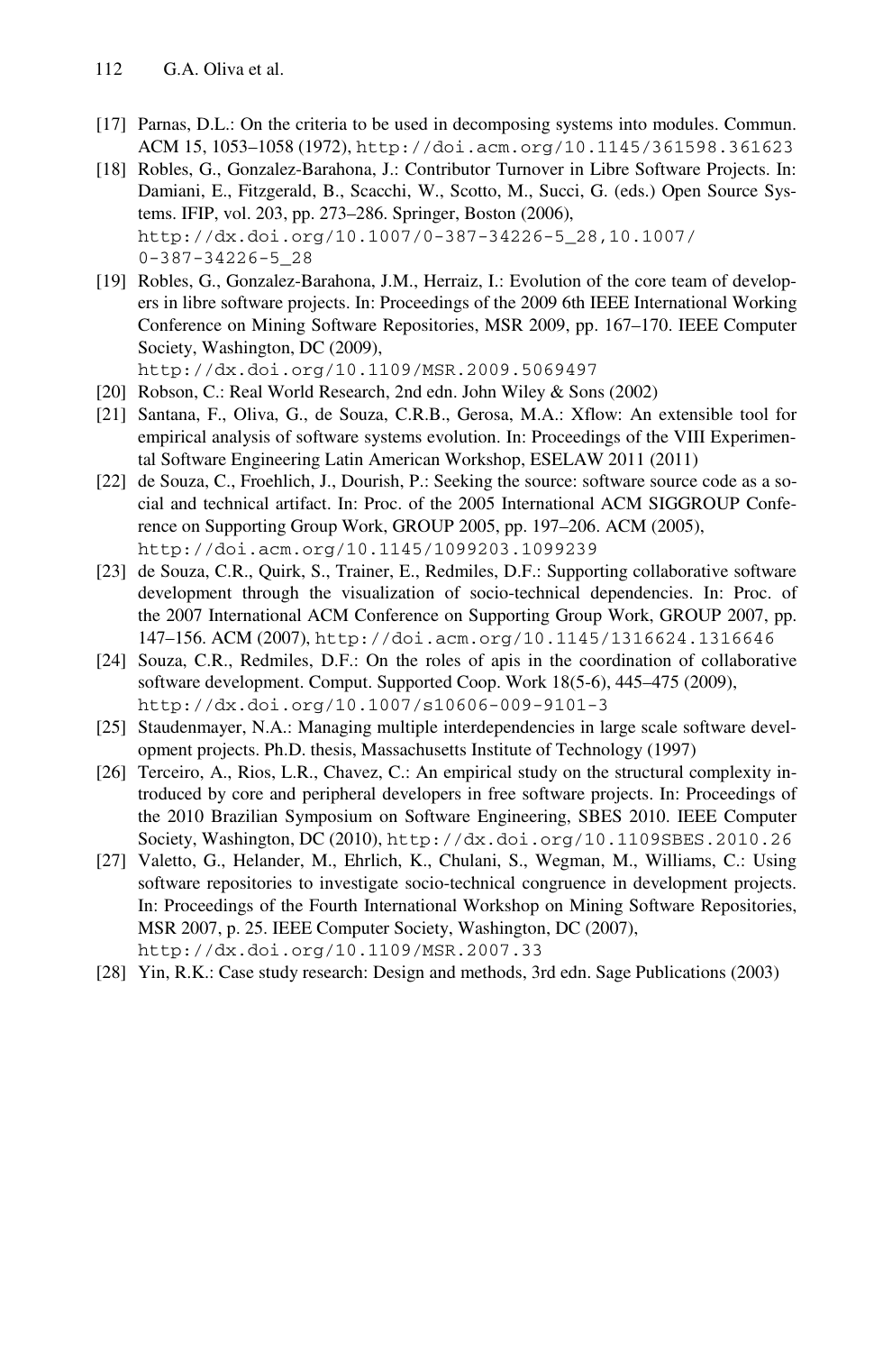[17] Parnas, D.L.: On the criteria to be used in decomposing systems into modules. Commun. ACM 15, 1053–1058 (1972), http://doi.acm.org/10.1145/361598.361623

[18] Robles, G., Gonzalez-Barahona, J.: Contributor Turnover in Libre Software Projects. In: Damiani, E., Fitzgerald, B., Scacchi, W., Scotto, M., Succi, G. (eds.) Open Source Systems. IFIP, vol. 203, pp. 273–286. Springer, Boston (2006), http://dx.doi.org/10.1007/0-387-34226-5_28,10.1007/0-387-34226-5_28

[19] Robles, G., Gonzalez-Barahona, J.M., Herraiz, I.: Evolution of the core team of developers in libre software projects. In: Proceedings of the 2009 6th IEEE International Working Conference on Mining Software Repositories, MSR 2009, pp. 167–170. IEEE Computer Society, Washington, DC (2009), http://dx.doi.org/10.1109/MSR.2009.5069497

[20] Robson, C.: Real World Research, 2nd edn. John Wiley & Sons (2002)

[21] Santana, F., Oliva, G., de Souza, C.R.B., Gerosa, M.A.: Xflow: An extensible tool for empirical analysis of software systems evolution. In: Proceedings of the VIII Experimental Software Engineering Latin American Workshop, ESELAW 2011 (2011)

[22] de Souza, C., Froehlich, J., Dourish, P.: Seeking the source: software source code as a social and technical artifact. In: Proc. of the 2005 International ACM SIGGROUP Conference on Supporting Group Work, GROUP 2005, pp. 197–206. ACM (2005), http://doi.acm.org/10.1145/1099203.1099239

[23] de Souza, C.R., Quirk, S., Trainer, E., Redmiles, D.F.: Supporting collaborative software development through the visualization of socio-technical dependencies. In: Proc. of the 2007 International ACM Conference on Supporting Group Work, GROUP 2007, pp. 147–156. ACM (2007), http://doi.acm.org/10.1145/1316624.1316646

[24] Souza, C.R., Redmiles, D.F.: On the roles of apis in the coordination of collaborative software development. Comput. Supported Coop. Work 18(5-6), 445–475 (2009), http://dx.doi.org/10.1007/s10606-009-9101-3

[25] Staudenmayer, N.A.: Managing multiple interdependencies in large scale software development projects. Ph.D. thesis, Massachusetts Institute of Technology (1997)

[26] Terceiro, A., Rios, L.R., Chavez, C.: An empirical study on the structural complexity introduced by core and peripheral developers in free software projects. In: Proceedings of the 2010 Brazilian Symposium on Software Engineering, SBES 2010. IEEE Computer Society, Washington, DC (2010), http://dx.doi.org/10.1109SBES.2010.26

[27] Valetto, G., Helander, M., Ehrlich, K., Chulani, S., Wegman, M., Williams, C.: Using software repositories to investigate socio-technical congruence in development projects. In: Proceedings of the Fourth International Workshop on Mining Software Repositories, MSR 2007, p. 25. IEEE Computer Society, Washington, DC (2007), http://dx.doi.org/10.1109/MSR.2007.33

[28] Yin, R.K.: Case study research: Design and methods, 3rd edn. Sage Publications (2003)